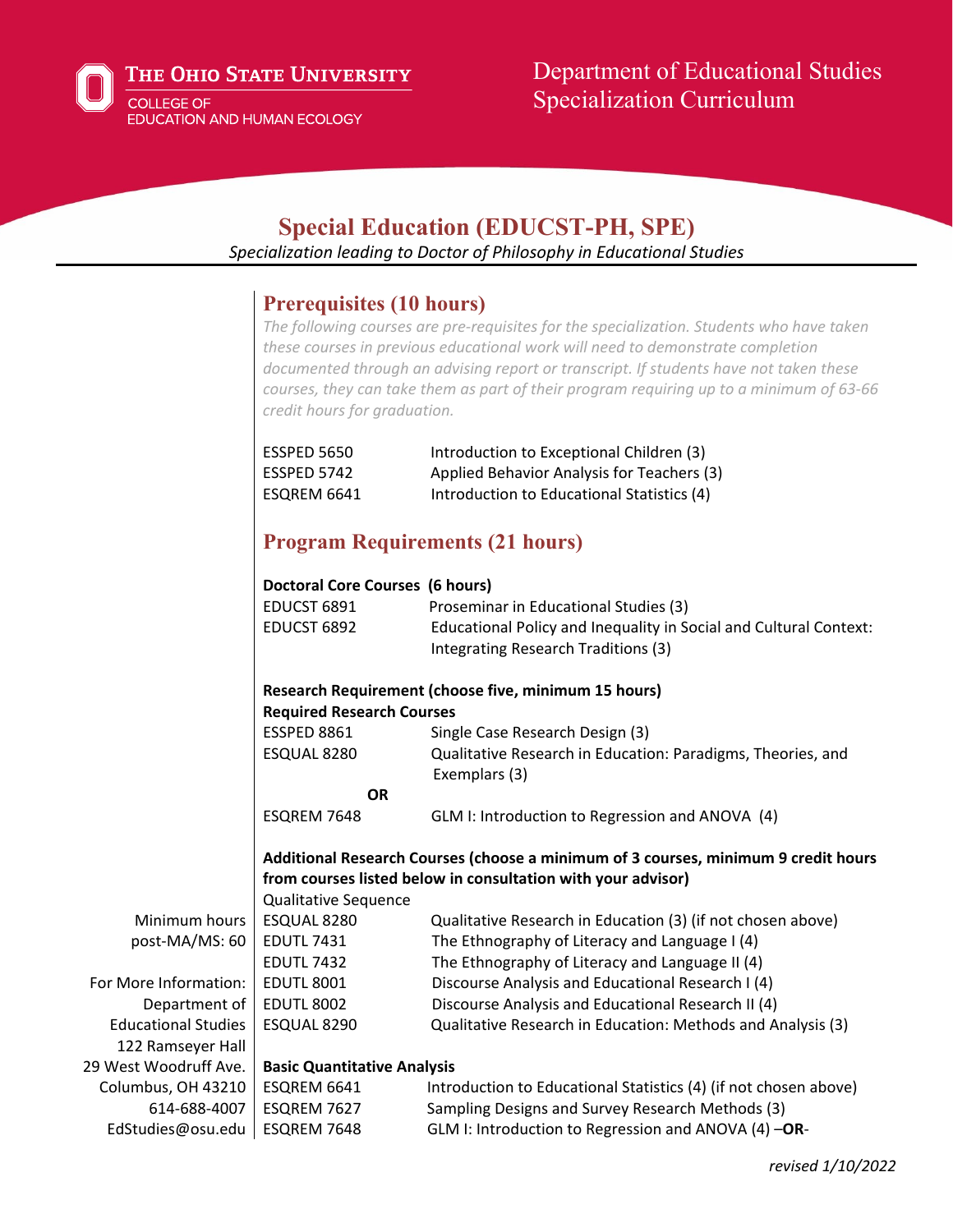The Ohio State University
College of Education and Human Ecology

Department of Educational Studies
Specialization Curriculum

# Special Education (EDUCST-PH, SPE)

*Specialization leading to Doctor of Philosophy in Educational Studies*

Minimum hours post-MA/MS: 60

For More Information:
Department of Educational Studies
122 Ramseyer Hall
29 West Woodruff Ave.
Columbus, OH 43210
614-688-4007
EdStudies@osu.edu

## Prerequisites (10 hours)

*The following courses are pre-requisites for the specialization. Students who have taken these courses in previous educational work will need to demonstrate completion documented through an advising report or transcript. If students have not taken these courses, they can take them as part of their program requiring up to a minimum of 63-66 credit hours for graduation.*

| | |
|---|---|
| ESSPED 5650 | Introduction to Exceptional Children (3) |
| ESSPED 5742 | Applied Behavior Analysis for Teachers (3) |
| ESQREM 6641 | Introduction to Educational Statistics (4) |

## Program Requirements (21 hours)

**Doctoral Core Courses (6 hours)**

| | |
|---|---|
| EDUCST 6891 | Proseminar in Educational Studies (3) |
| EDUCST 6892 | Educational Policy and Inequality in Social and Cultural Context: Integrating Research Traditions (3) |

**Research Requirement (choose five, minimum 15 hours)**

**Required Research Courses**

| | |
|---|---|
| ESSPED 8861 | Single Case Research Design (3) |
| ESQUAL 8280 | Qualitative Research in Education: Paradigms, Theories, and Exemplars (3) |
| **OR** | |
| ESQREM 7648 | GLM I: Introduction to Regression and ANOVA (4) |

**Additional Research Courses (choose a minimum of 3 courses, minimum 9 credit hours from courses listed below in consultation with your advisor)**

Qualitative Sequence

| | |
|---|---|
| ESQUAL 8280 | Qualitative Research in Education (3) (if not chosen above) |
| EDUTL 7431 | The Ethnography of Literacy and Language I (4) |
| EDUTL 7432 | The Ethnography of Literacy and Language II (4) |
| EDUTL 8001 | Discourse Analysis and Educational Research I (4) |
| EDUTL 8002 | Discourse Analysis and Educational Research II (4) |
| ESQUAL 8290 | Qualitative Research in Education: Methods and Analysis (3) |

**Basic Quantitative Analysis**

| | |
|---|---|
| ESQREM 6641 | Introduction to Educational Statistics (4) (if not chosen above) |
| ESQREM 7627 | Sampling Designs and Survey Research Methods (3) |
| ESQREM 7648 | GLM I: Introduction to Regression and ANOVA (4) –**OR**- |

*revised 1/10/2022*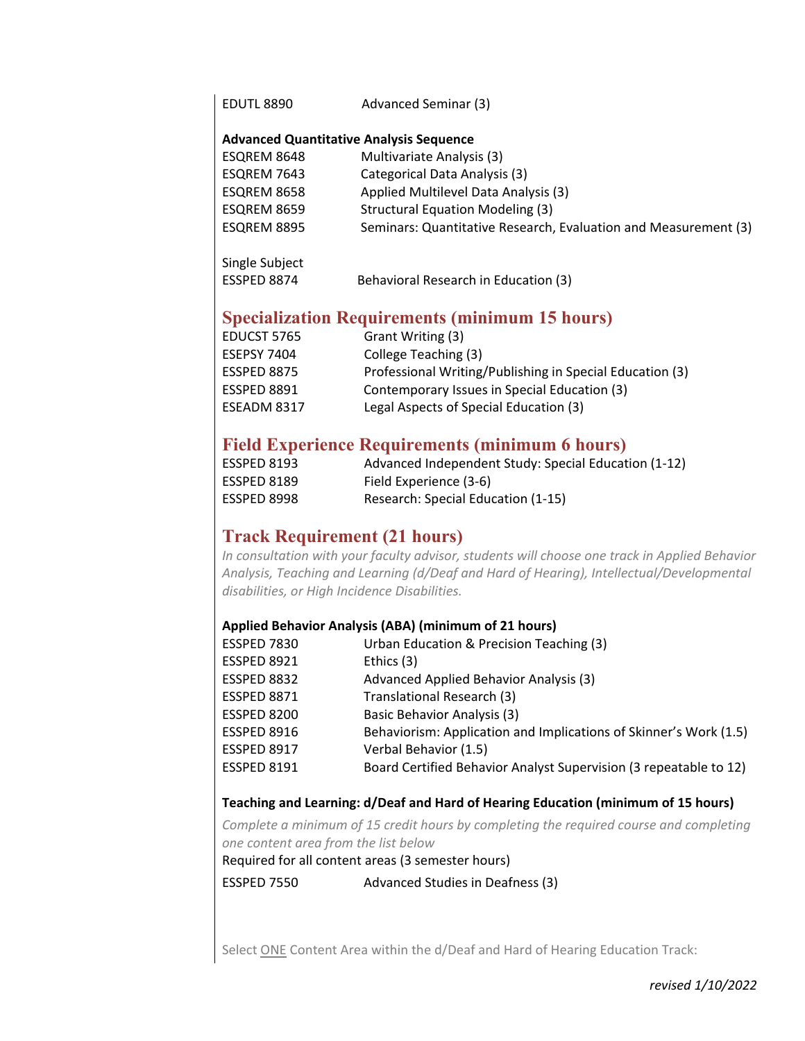EDUTL 8890 Advanced Seminar (3)

**Advanced Quantitative Analysis Sequence**

| | |
|---|---|
| ESQREM 8648 | Multivariate Analysis (3) |
| ESQREM 7643 | Categorical Data Analysis (3) |
| ESQREM 8658 | Applied Multilevel Data Analysis (3) |
| ESQREM 8659 | Structural Equation Modeling (3) |
| ESQREM 8895 | Seminars: Quantitative Research, Evaluation and Measurement (3) |

Single Subject

ESSPED 8874 Behavioral Research in Education (3)

## Specialization Requirements (minimum 15 hours)

| | |
|---|---|
| EDUCST 5765 | Grant Writing (3) |
| ESEPSY 7404 | College Teaching (3) |
| ESSPED 8875 | Professional Writing/Publishing in Special Education (3) |
| ESSPED 8891 | Contemporary Issues in Special Education (3) |
| ESEADM 8317 | Legal Aspects of Special Education (3) |

## Field Experience Requirements (minimum 6 hours)

| | |
|---|---|
| ESSPED 8193 | Advanced Independent Study: Special Education (1-12) |
| ESSPED 8189 | Field Experience (3-6) |
| ESSPED 8998 | Research: Special Education (1-15) |

## Track Requirement (21 hours)

*In consultation with your faculty advisor, students will choose one track in Applied Behavior Analysis, Teaching and Learning (d/Deaf and Hard of Hearing), Intellectual/Developmental disabilities, or High Incidence Disabilities.*

**Applied Behavior Analysis (ABA) (minimum of 21 hours)**

| | |
|---|---|
| ESSPED 7830 | Urban Education & Precision Teaching (3) |
| ESSPED 8921 | Ethics (3) |
| ESSPED 8832 | Advanced Applied Behavior Analysis (3) |
| ESSPED 8871 | Translational Research (3) |
| ESSPED 8200 | Basic Behavior Analysis (3) |
| ESSPED 8916 | Behaviorism: Application and Implications of Skinner's Work (1.5) |
| ESSPED 8917 | Verbal Behavior (1.5) |
| ESSPED 8191 | Board Certified Behavior Analyst Supervision (3 repeatable to 12) |

**Teaching and Learning: d/Deaf and Hard of Hearing Education (minimum of 15 hours)**

*Complete a minimum of 15 credit hours by completing the required course and completing one content area from the list below*

Required for all content areas (3 semester hours)

ESSPED 7550 Advanced Studies in Deafness (3)

Select ONE Content Area within the d/Deaf and Hard of Hearing Education Track:

*revised 1/10/2022*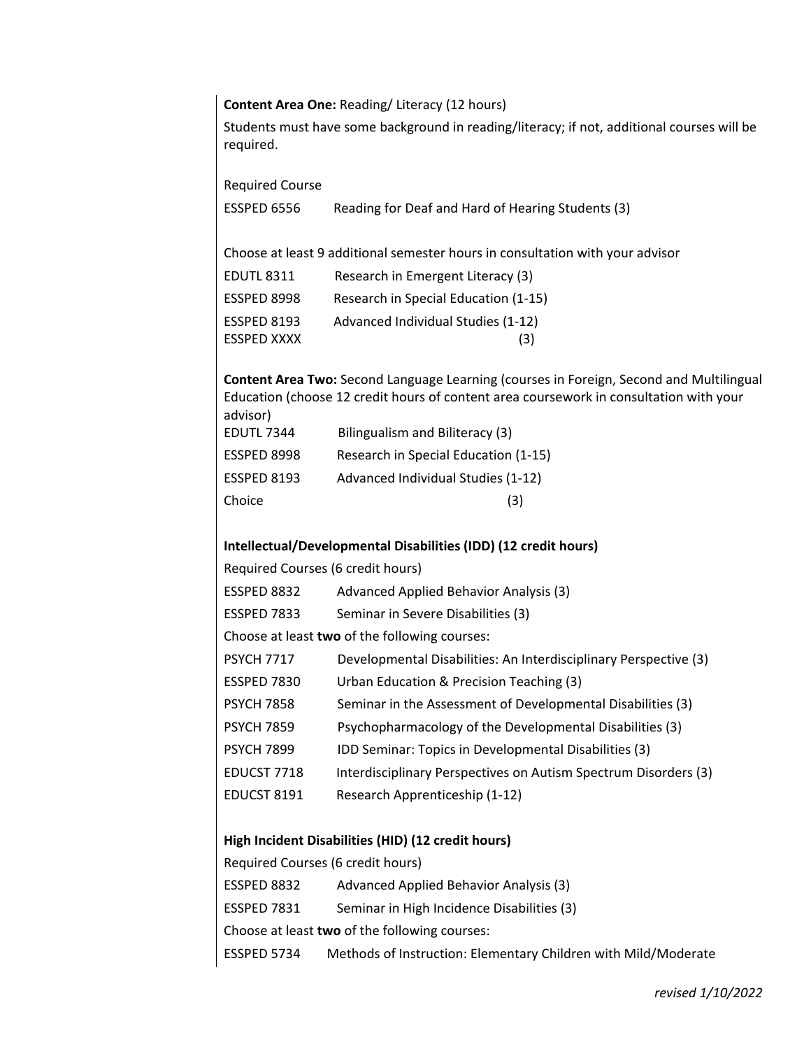**Content Area One:** Reading/ Literacy (12 hours)

Students must have some background in reading/literacy; if not, additional courses will be required.

Required Course

ESSPED 6556 Reading for Deaf and Hard of Hearing Students (3)

Choose at least 9 additional semester hours in consultation with your advisor

EDUTL 8311 Research in Emergent Literacy (3)
ESSPED 8998 Research in Special Education (1-15)
ESSPED 8193 Advanced Individual Studies (1-12)
ESSPED XXXX (3)

**Content Area Two:** Second Language Learning (courses in Foreign, Second and Multilingual Education (choose 12 credit hours of content area coursework in consultation with your advisor)

EDUTL 7344 Bilingualism and Biliteracy (3)
ESSPED 8998 Research in Special Education (1-15)
ESSPED 8193 Advanced Individual Studies (1-12)
Choice (3)

**Intellectual/Developmental Disabilities (IDD) (12 credit hours)**

Required Courses (6 credit hours)

ESSPED 8832 Advanced Applied Behavior Analysis (3)
ESSPED 7833 Seminar in Severe Disabilities (3)

Choose at least **two** of the following courses:

PSYCH 7717 Developmental Disabilities: An Interdisciplinary Perspective (3)
ESSPED 7830 Urban Education & Precision Teaching (3)
PSYCH 7858 Seminar in the Assessment of Developmental Disabilities (3)
PSYCH 7859 Psychopharmacology of the Developmental Disabilities (3)
PSYCH 7899 IDD Seminar: Topics in Developmental Disabilities (3)
EDUCST 7718 Interdisciplinary Perspectives on Autism Spectrum Disorders (3)
EDUCST 8191 Research Apprenticeship (1-12)

**High Incident Disabilities (HID) (12 credit hours)**

Required Courses (6 credit hours)

ESSPED 8832 Advanced Applied Behavior Analysis (3)
ESSPED 7831 Seminar in High Incidence Disabilities (3)

Choose at least **two** of the following courses:

ESSPED 5734 Methods of Instruction: Elementary Children with Mild/Moderate

*revised 1/10/2022*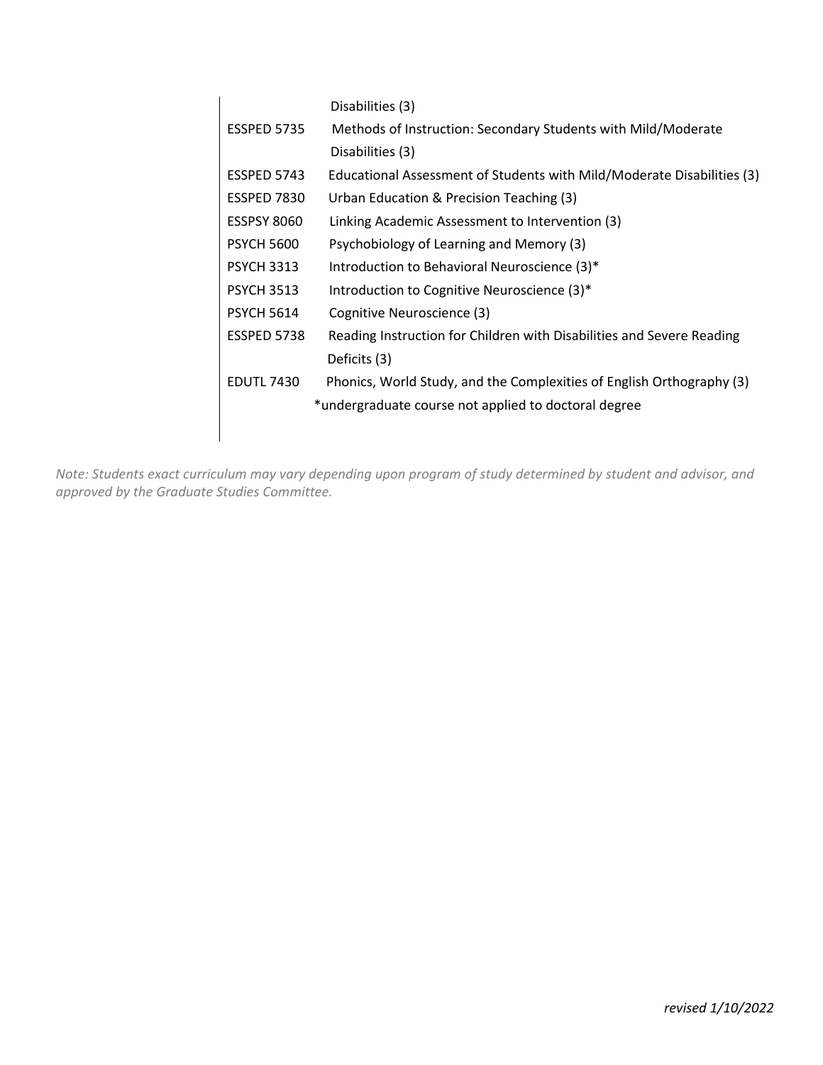| | |
|---|---|
| | Disabilities (3) |
| ESSPED 5735 | Methods of Instruction: Secondary Students with Mild/Moderate Disabilities (3) |
| ESSPED 5743 | Educational Assessment of Students with Mild/Moderate Disabilities (3) |
| ESSPED 7830 | Urban Education & Precision Teaching (3) |
| ESSPSY 8060 | Linking Academic Assessment to Intervention (3) |
| PSYCH 5600 | Psychobiology of Learning and Memory (3) |
| PSYCH 3313 | Introduction to Behavioral Neuroscience (3)* |
| PSYCH 3513 | Introduction to Cognitive Neuroscience (3)* |
| PSYCH 5614 | Cognitive Neuroscience (3) |
| ESSPED 5738 | Reading Instruction for Children with Disabilities and Severe Reading Deficits (3) |
| EDUTL 7430 | Phonics, World Study, and the Complexities of English Orthography (3) |

*undergraduate course not applied to doctoral degree

*Note: Students exact curriculum may vary depending upon program of study determined by student and advisor, and approved by the Graduate Studies Committee.*

*revised 1/10/2022*